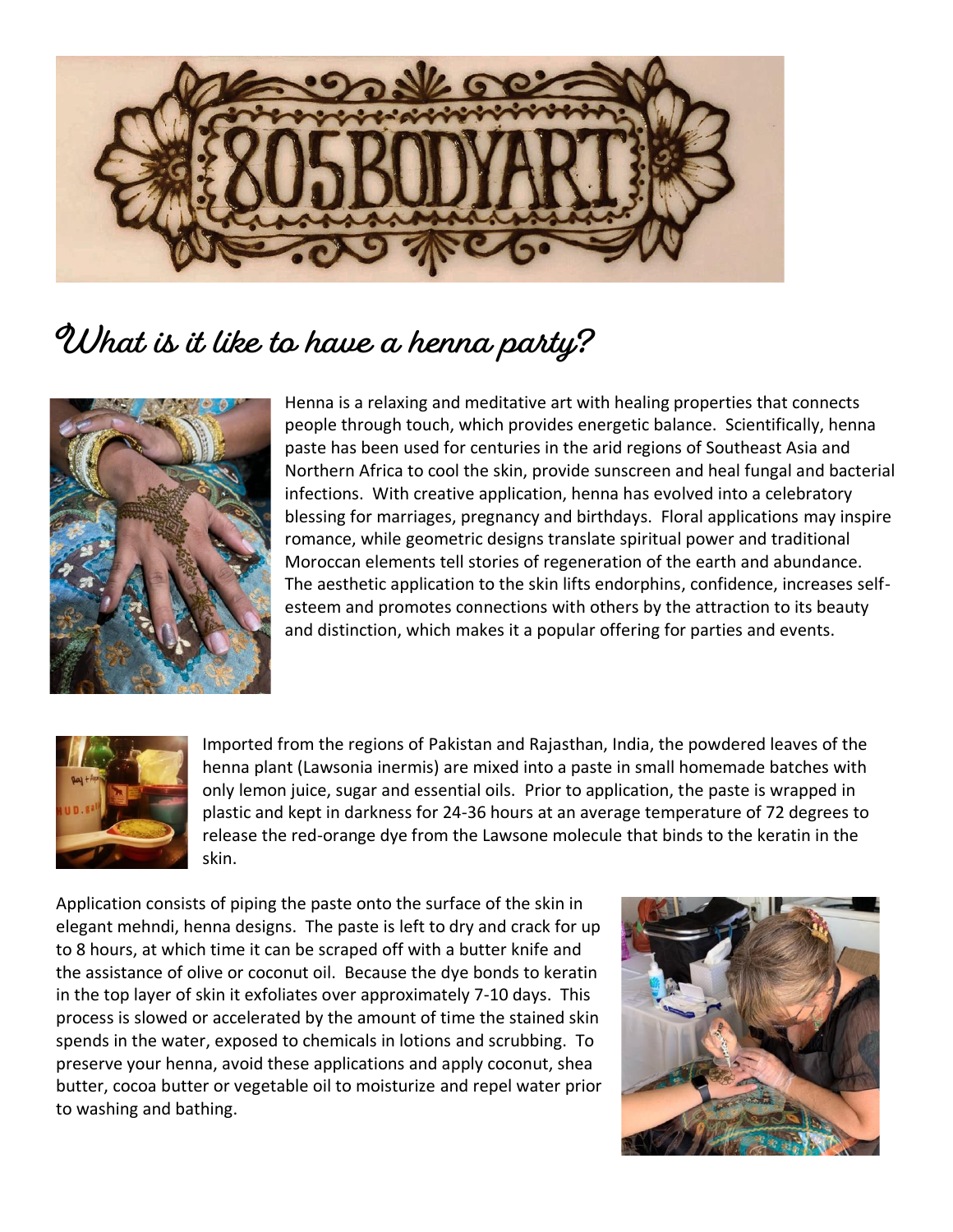# 805BODYART

## What is it like to have a henna party?

Henna is a relaxing and meditative art with healing properties that connects people through touch, which provides energetic balance. Scientifically, henna paste has been used for centuries in the arid regions of Southeast Asia and Northern Africa to cool the skin, provide sunscreen and heal fungal and bacterial infections. With creative application, henna has evolved into a celebratory blessing for marriages, pregnancy and birthdays. Floral applications may inspire romance, while geometric designs translate spiritual power and traditional Moroccan elements tell stories of regeneration of the earth and abundance. The aesthetic application to the skin lifts endorphins, confidence, increases self-esteem and promotes connections with others by the attraction to its beauty and distinction, which makes it a popular offering for parties and events.

Imported from the regions of Pakistan and Rajasthan, India, the powdered leaves of the henna plant (Lawsonia inermis) are mixed into a paste in small homemade batches with only lemon juice, sugar and essential oils. Prior to application, the paste is wrapped in plastic and kept in darkness for 24-36 hours at an average temperature of 72 degrees to release the red-orange dye from the Lawsone molecule that binds to the keratin in the skin.

Application consists of piping the paste onto the surface of the skin in elegant mehndi, henna designs. The paste is left to dry and crack for up to 8 hours, at which time it can be scraped off with a butter knife and the assistance of olive or coconut oil. Because the dye bonds to keratin in the top layer of skin it exfoliates over approximately 7-10 days. This process is slowed or accelerated by the amount of time the stained skin spends in the water, exposed to chemicals in lotions and scrubbing. To preserve your henna, avoid these applications and apply coconut, shea butter, cocoa butter or vegetable oil to moisturize and repel water prior to washing and bathing.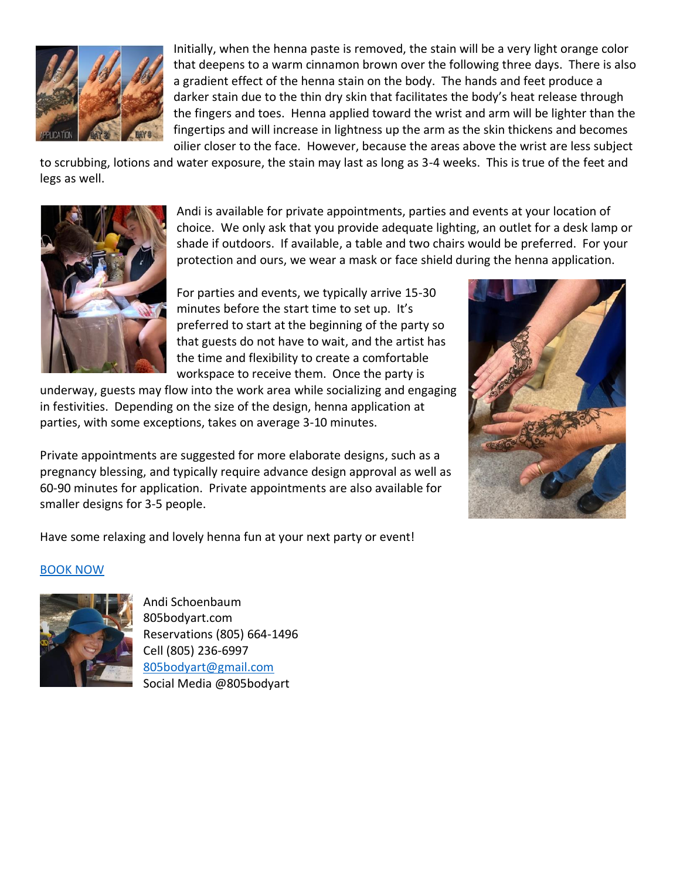Initially, when the henna paste is removed, the stain will be a very light orange color that deepens to a warm cinnamon brown over the following three days. There is also a gradient effect of the henna stain on the body. The hands and feet produce a darker stain due to the thin dry skin that facilitates the body's heat release through the fingers and toes. Henna applied toward the wrist and arm will be lighter than the fingertips and will increase in lightness up the arm as the skin thickens and becomes oilier closer to the face. However, because the areas above the wrist are less subject to scrubbing, lotions and water exposure, the stain may last as long as 3-4 weeks. This is true of the feet and legs as well.

Andi is available for private appointments, parties and events at your location of choice. We only ask that you provide adequate lighting, an outlet for a desk lamp or shade if outdoors. If available, a table and two chairs would be preferred. For your protection and ours, we wear a mask or face shield during the henna application.

For parties and events, we typically arrive 15-30 minutes before the start time to set up. It's preferred to start at the beginning of the party so that guests do not have to wait, and the artist has the time and flexibility to create a comfortable workspace to receive them. Once the party is underway, guests may flow into the work area while socializing and engaging in festivities. Depending on the size of the design, henna application at parties, with some exceptions, takes on average 3-10 minutes.

Private appointments are suggested for more elaborate designs, such as a pregnancy blessing, and typically require advance design approval as well as 60-90 minutes for application. Private appointments are also available for smaller designs for 3-5 people.

Have some relaxing and lovely henna fun at your next party or event!

[BOOK NOW]

Andi Schoenbaum
805bodyart.com
Reservations (805) 664-1496
Cell (805) 236-6997
805bodyart@gmail.com
Social Media @805bodyart